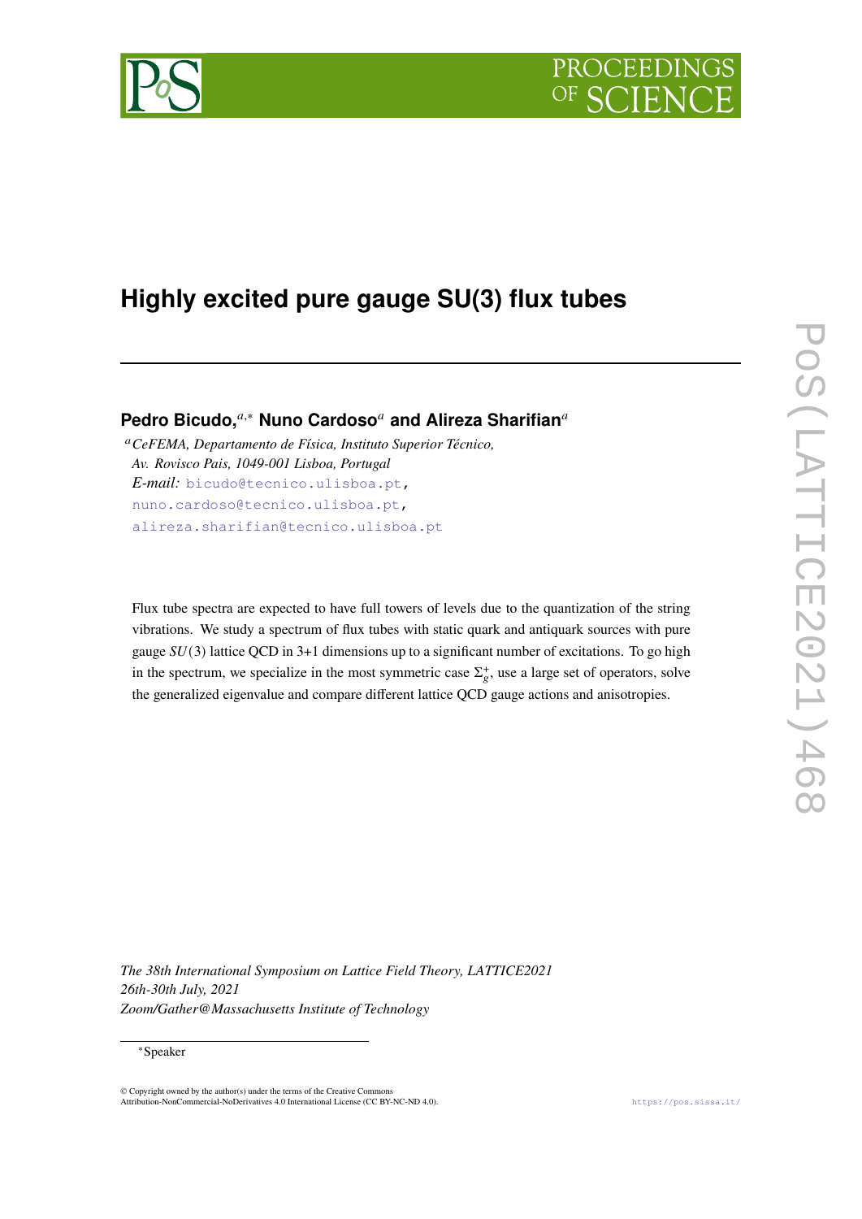# Highly excited pure gauge SU(3) flux tubes

**Pedro Bicudo,**[a,*] **Nuno Cardoso**[a] **and Alireza Sharifian**[a]

[a] *CeFEMA, Departamento de Física, Instituto Superior Técnico,*
*Av. Rovisco Pais, 1049-001 Lisboa, Portugal*
*E-mail:* bicudo@tecnico.ulisboa.pt, nuno.cardoso@tecnico.ulisboa.pt, alireza.sharifian@tecnico.ulisboa.pt

Flux tube spectra are expected to have full towers of levels due to the quantization of the string vibrations. We study a spectrum of flux tubes with static quark and antiquark sources with pure gauge $SU(3)$ lattice QCD in 3+1 dimensions up to a significant number of excitations. To go high in the spectrum, we specialize in the most symmetric case $\Sigma_g^+$, use a large set of operators, solve the generalized eigenvalue and compare different lattice QCD gauge actions and anisotropies.

*The 38th International Symposium on Lattice Field Theory, LATTICE2021*
*26th-30th July, 2021*
*Zoom/Gather@Massachusetts Institute of Technology*

---

*Speaker

© Copyright owned by the author(s) under the terms of the Creative Commons Attribution-NonCommercial-NoDerivatives 4.0 International License (CC BY-NC-ND 4.0).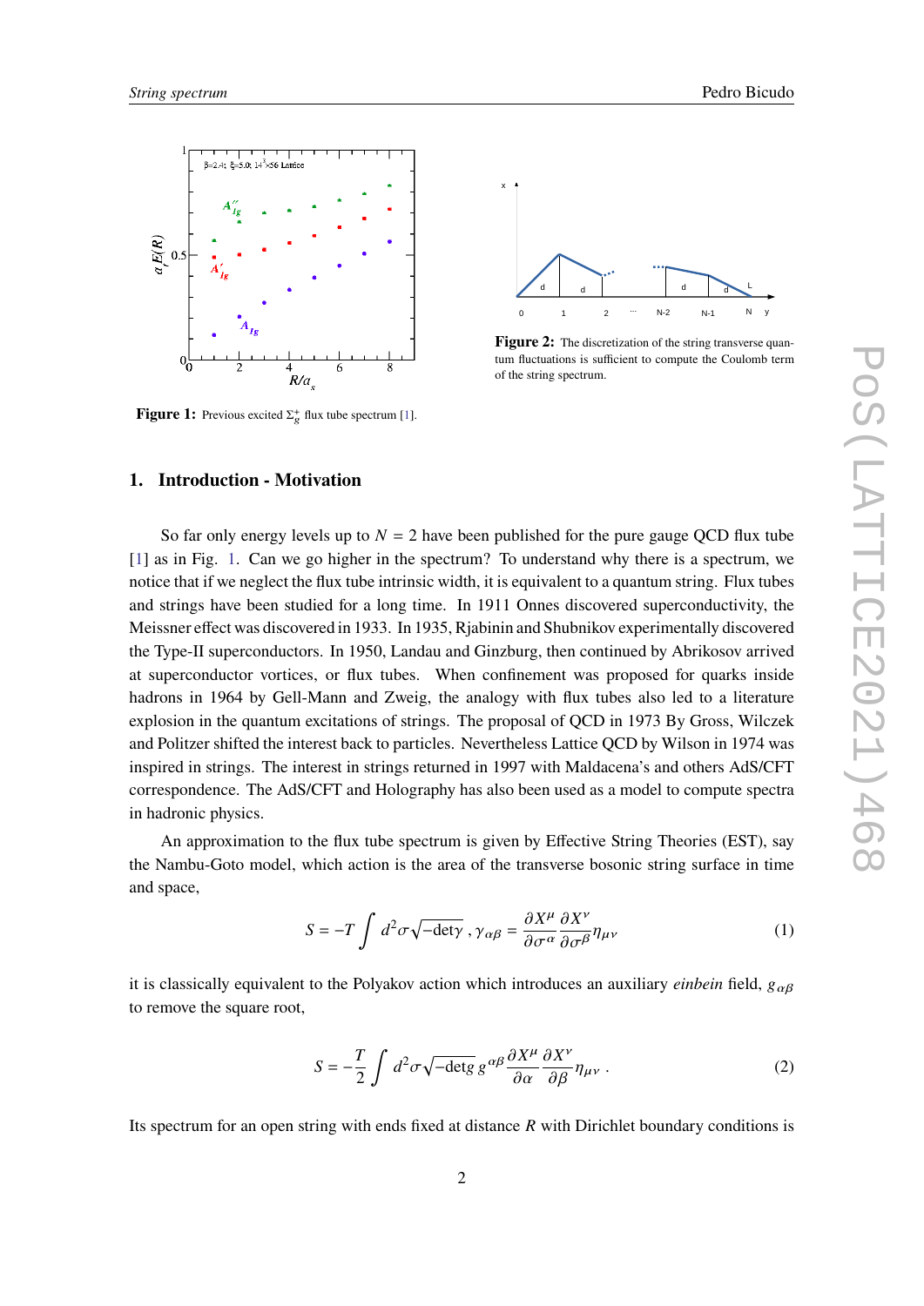Figure 1: Previous excited $\Sigma_g^+$ flux tube spectrum [1].

Figure 2: The discretization of the string transverse quantum fluctuations is sufficient to compute the Coulomb term of the string spectrum.

## 1. Introduction - Motivation

So far only energy levels up to $N = 2$ have been published for the pure gauge QCD flux tube [1] as in Fig. 1. Can we go higher in the spectrum? To understand why there is a spectrum, we notice that if we neglect the flux tube intrinsic width, it is equivalent to a quantum string. Flux tubes and strings have been studied for a long time. In 1911 Onnes discovered superconductivity, the Meissner effect was discovered in 1933. In 1935, Rjabinin and Shubnikov experimentally discovered the Type-II superconductors. In 1950, Landau and Ginzburg, then continued by Abrikosov arrived at superconductor vortices, or flux tubes. When confinement was proposed for quarks inside hadrons in 1964 by Gell-Mann and Zweig, the analogy with flux tubes also led to a literature explosion in the quantum excitations of strings. The proposal of QCD in 1973 By Gross, Wilczek and Politzer shifted the interest back to particles. Nevertheless Lattice QCD by Wilson in 1974 was inspired in strings. The interest in strings returned in 1997 with Maldacena's and others AdS/CFT correspondence. The AdS/CFT and Holography has also been used as a model to compute spectra in hadronic physics.

An approximation to the flux tube spectrum is given by Effective String Theories (EST), say the Nambu-Goto model, which action is the area of the transverse bosonic string surface in time and space,

$$S = -T \int d^2\sigma \sqrt{-\det\gamma} \, , \gamma_{\alpha\beta} = \frac{\partial X^\mu}{\partial \sigma^\alpha} \frac{\partial X^\nu}{\partial \sigma^\beta} \eta_{\mu\nu} \tag{1}$$

it is classically equivalent to the Polyakov action which introduces an auxiliary *einbein* field, $g_{\alpha\beta}$ to remove the square root,

$$S = -\frac{T}{2} \int d^2\sigma \sqrt{-\det g} \, g^{\alpha\beta} \frac{\partial X^\mu}{\partial \alpha} \frac{\partial X^\nu}{\partial \beta} \eta_{\mu\nu} \, . \tag{2}$$

Its spectrum for an open string with ends fixed at distance $R$ with Dirichlet boundary conditions is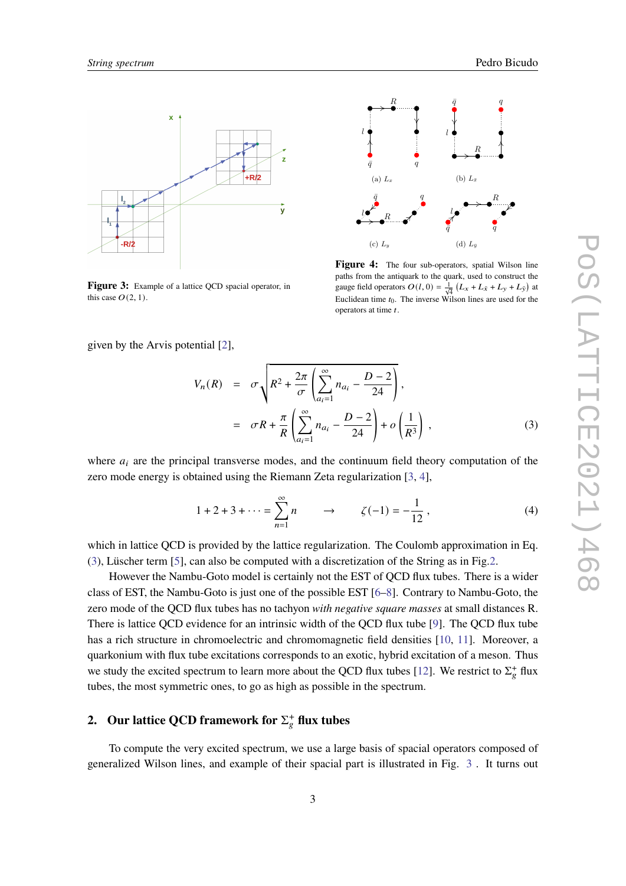Figure 3: Example of a lattice QCD spacial operator, in this case $O(2,1)$.

Figure 4: The four sub-operators, spatial Wilson line paths from the antiquark to the quark, used to construct the gauge field operators $O(l,0) = \frac{1}{\sqrt{4}}\left(L_x + L_{\bar{x}} + L_y + L_{\bar{y}}\right)$ at Euclidean time $t_0$. The inverse Wilson lines are used for the operators at time $t$.

given by the Arvis potential [2],

$$
\begin{aligned}
V_n(R) &= \sigma\sqrt{R^2 + \frac{2\pi}{\sigma}\left(\sum_{a_i=1}^{\infty} n_{a_i} - \frac{D-2}{24}\right)}\,, \\
&= \sigma R + \frac{\pi}{R}\left(\sum_{a_i=1}^{\infty} n_{a_i} - \frac{D-2}{24}\right) + o\left(\frac{1}{R^3}\right)\,,
\end{aligned}
\tag{3}
$$

where $a_i$ are the principal transverse modes, and the continuum field theory computation of the zero mode energy is obtained using the Riemann Zeta regularization [3, 4],

$$
1 + 2 + 3 + \cdots = \sum_{n=1}^{\infty} n \qquad \rightarrow \qquad \zeta(-1) = -\frac{1}{12}\,,
\tag{4}
$$

which in lattice QCD is provided by the lattice regularization. The Coulomb approximation in Eq. (3), Lüscher term [5], can also be computed with a discretization of the String as in Fig.2.

However the Nambu-Goto model is certainly not the EST of QCD flux tubes. There is a wider class of EST, the Nambu-Goto is just one of the possible EST [6–8]. Contrary to Nambu-Goto, the zero mode of the QCD flux tubes has no tachyon *with negative square masses* at small distances R. There is lattice QCD evidence for an intrinsic width of the QCD flux tube [9]. The QCD flux tube has a rich structure in chromoelectric and chromomagnetic field densities [10, 11]. Moreover, a quarkonium with flux tube excitations corresponds to an exotic, hybrid excitation of a meson. Thus we study the excited spectrum to learn more about the QCD flux tubes [12]. We restrict to $\Sigma_g^+$ flux tubes, the most symmetric ones, to go as high as possible in the spectrum.

## 2. Our lattice QCD framework for $\Sigma_g^+$ flux tubes

To compute the very excited spectrum, we use a large basis of spacial operators composed of generalized Wilson lines, and example of their spacial part is illustrated in Fig. 3 . It turns out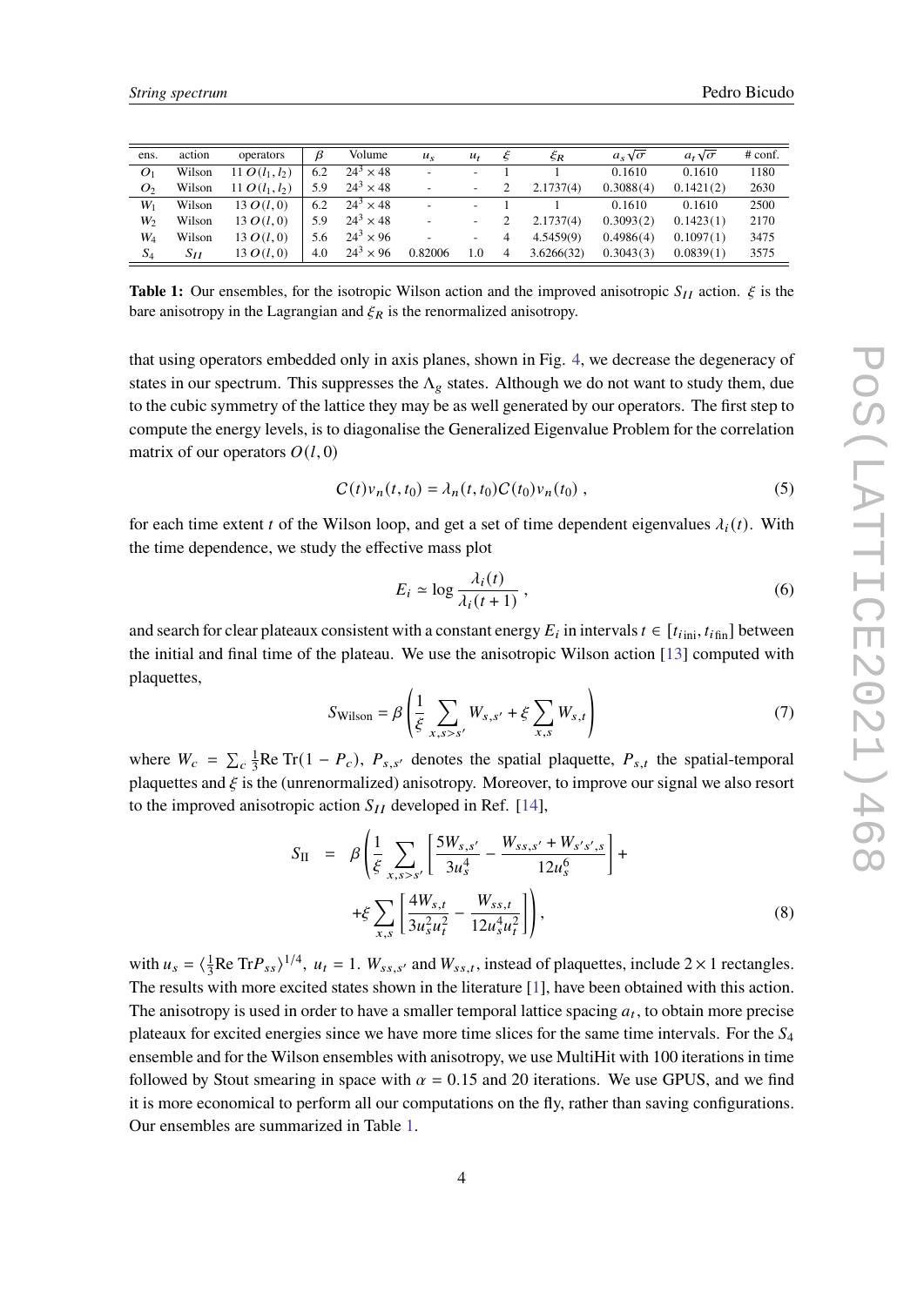| ens. | action | operators | $\beta$ | Volume | $u_s$ | $u_t$ | $\xi$ | $\xi_R$ | $a_s\sqrt{\sigma}$ | $a_t\sqrt{\sigma}$ | # conf. |
|---|---|---|---|---|---|---|---|---|---|---|---|
| $O_1$ | Wilson | 11 $O(l_1, l_2)$ | 6.2 | $24^3 \times 48$ | - | - | 1 | 1 | 0.1610 | 0.1610 | 1180 |
| $O_2$ | Wilson | 11 $O(l_1, l_2)$ | 5.9 | $24^3 \times 48$ | - | - | 2 | 2.1737(4) | 0.3088(4) | 0.1421(2) | 2630 |
| $W_1$ | Wilson | 13 $O(l, 0)$ | 6.2 | $24^3 \times 48$ | - | - | 1 | 1 | 0.1610 | 0.1610 | 2500 |
| $W_2$ | Wilson | 13 $O(l, 0)$ | 5.9 | $24^3 \times 48$ | - | - | 2 | 2.1737(4) | 0.3093(2) | 0.1423(1) | 2170 |
| $W_4$ | Wilson | 13 $O(l, 0)$ | 5.6 | $24^3 \times 96$ | - | - | 4 | 4.5459(9) | 0.4986(4) | 0.1097(1) | 3475 |
| $S_4$ | $S_{II}$ | 13 $O(l, 0)$ | 4.0 | $24^3 \times 96$ | 0.82006 | 1.0 | 4 | 3.6266(32) | 0.3043(3) | 0.0839(1) | 3575 |

**Table 1:** Our ensembles, for the isotropic Wilson action and the improved anisotropic $S_{II}$ action. $\xi$ is the bare anisotropy in the Lagrangian and $\xi_R$ is the renormalized anisotropy.

that using operators embedded only in axis planes, shown in Fig. 4, we decrease the degeneracy of states in our spectrum. This suppresses the $\Lambda_g$ states. Although we do not want to study them, due to the cubic symmetry of the lattice they may be as well generated by our operators. The first step to compute the energy levels, is to diagonalise the Generalized Eigenvalue Problem for the correlation matrix of our operators $O(l, 0)$

$$C(t)v_n(t, t_0) = \lambda_n(t, t_0)C(t_0)v_n(t_0) \;, \tag{5}$$

for each time extent $t$ of the Wilson loop, and get a set of time dependent eigenvalues $\lambda_i(t)$. With the time dependence, we study the effective mass plot

$$E_i \simeq \log \frac{\lambda_i(t)}{\lambda_i(t+1)} \;, \tag{6}$$

and search for clear plateaux consistent with a constant energy $E_i$ in intervals $t \in [t_{i\,\mathrm{ini}}, t_{i\,\mathrm{fin}}]$ between the initial and final time of the plateau. We use the anisotropic Wilson action [13] computed with plaquettes,

$$S_{\mathrm{Wilson}} = \beta \left( \frac{1}{\xi} \sum_{x, s>s'} W_{s,s'} + \xi \sum_{x,s} W_{s,t} \right) \tag{7}$$

where $W_c = \sum_c \frac{1}{3}\mathrm{Re}\,\mathrm{Tr}(1 - P_c)$, $P_{s,s'}$ denotes the spatial plaquette, $P_{s,t}$ the spatial-temporal plaquettes and $\xi$ is the (unrenormalized) anisotropy. Moreover, to improve our signal we also resort to the improved anisotropic action $S_{II}$ developed in Ref. [14],

$$\begin{aligned} S_{\mathrm{II}} \;&=\; \beta \left( \frac{1}{\xi} \sum_{x, s>s'} \left[ \frac{5 W_{s,s'}}{3 u_s^4} - \frac{W_{ss,s'} + W_{s's',s}}{12 u_s^6} \right] + \right. \\ &\left. + \xi \sum_{x,s} \left[ \frac{4 W_{s,t}}{3 u_s^2 u_t^2} - \frac{W_{ss,t}}{12 u_s^4 u_t^2} \right] \right), \end{aligned} \tag{8}$$

with $u_s = \langle \frac{1}{3}\mathrm{Re}\,\mathrm{Tr} P_{ss} \rangle^{1/4}$, $u_t = 1$. $W_{ss,s'}$ and $W_{ss,t}$, instead of plaquettes, include $2 \times 1$ rectangles. The results with more excited states shown in the literature [1], have been obtained with this action. The anisotropy is used in order to have a smaller temporal lattice spacing $a_t$, to obtain more precise plateaux for excited energies since we have more time slices for the same time intervals. For the $S_4$ ensemble and for the Wilson ensembles with anisotropy, we use MultiHit with 100 iterations in time followed by Stout smearing in space with $\alpha = 0.15$ and 20 iterations. We use GPUS, and we find it is more economical to perform all our computations on the fly, rather than saving configurations. Our ensembles are summarized in Table 1.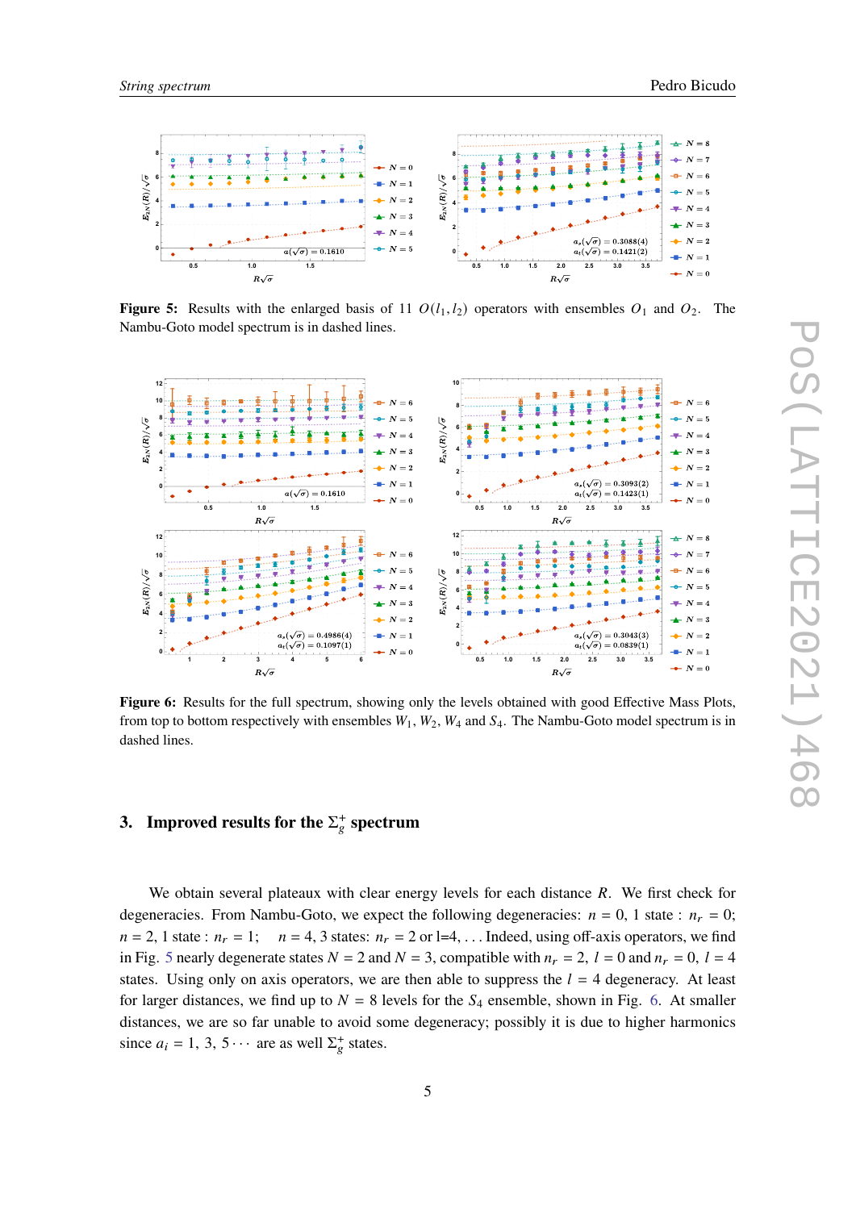**Figure 5:** Results with the enlarged basis of 11 $O(l_1, l_2)$ operators with ensembles $O_1$ and $O_2$. The Nambu-Goto model spectrum is in dashed lines.

**Figure 6:** Results for the full spectrum, showing only the levels obtained with good Effective Mass Plots, from top to bottom respectively with ensembles $W_1$, $W_2$, $W_4$ and $S_4$. The Nambu-Goto model spectrum is in dashed lines.

## 3. Improved results for the $\Sigma_g^+$ spectrum

We obtain several plateaux with clear energy levels for each distance $R$. We first check for degeneracies. From Nambu-Goto, we expect the following degeneracies: $n = 0$, 1 state : $n_r = 0$; $n = 2$, 1 state : $n_r = 1$; $n = 4$, 3 states: $n_r = 2$ or l=4, ... Indeed, using off-axis operators, we find in Fig. 5 nearly degenerate states $N = 2$ and $N = 3$, compatible with $n_r = 2$, $l = 0$ and $n_r = 0$, $l = 4$ states. Using only on axis operators, we are then able to suppress the $l = 4$ degeneracy. At least for larger distances, we find up to $N = 8$ levels for the $S_4$ ensemble, shown in Fig. 6. At smaller distances, we are so far unable to avoid some degeneracy; possibly it is due to higher harmonics since $a_i = 1, 3, 5 \cdots$ are as well $\Sigma_g^+$ states.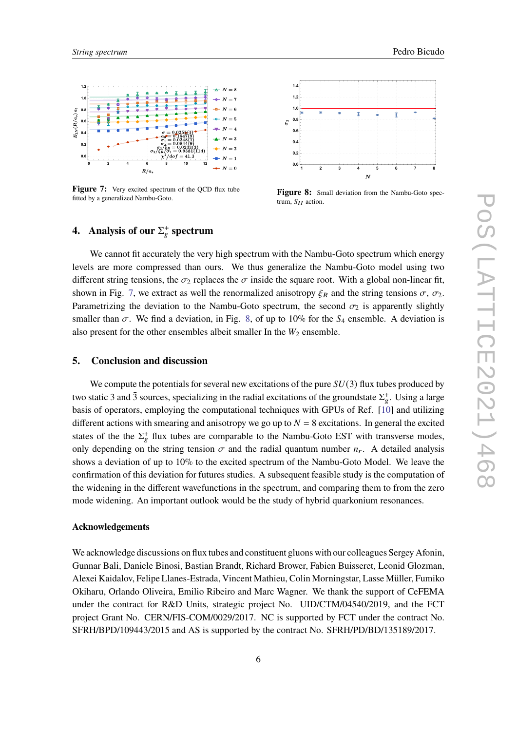**Figure 7:** Very excited spectrum of the QCD flux tube fitted by a generalized Nambu-Goto.

**Figure 8:** Small deviation from the Nambu-Goto spectrum, $S_{II}$ action.

## 4. Analysis of our $\Sigma_g^+$ spectrum

We cannot fit accurately the very high spectrum with the Nambu-Goto spectrum which energy levels are more compressed than ours. We thus generalize the Nambu-Goto model using two different string tensions, the $\sigma_2$ replaces the $\sigma$ inside the square root. With a global non-linear fit, shown in Fig. 7, we extract as well the renormalized anisotropy $\xi_R$ and the string tensions $\sigma$, $\sigma_2$. Parametrizing the deviation to the Nambu-Goto spectrum, the second $\sigma_2$ is apparently slightly smaller than $\sigma$. We find a deviation, in Fig. 8, of up to 10% for the $S_4$ ensemble. A deviation is also present for the other ensembles albeit smaller In the $W_2$ ensemble.

## 5. Conclusion and discussion

We compute the potentials for several new excitations of the pure $SU(3)$ flux tubes produced by two static 3 and $\bar{3}$ sources, specializing in the radial excitations of the groundstate $\Sigma_g^+$. Using a large basis of operators, employing the computational techniques with GPUs of Ref. [10] and utilizing different actions with smearing and anisotropy we go up to $N = 8$ excitations. In general the excited states of the the $\Sigma_g^+$ flux tubes are comparable to the Nambu-Goto EST with transverse modes, only depending on the string tension $\sigma$ and the radial quantum number $n_r$. A detailed analysis shows a deviation of up to 10% to the excited spectrum of the Nambu-Goto Model. We leave the confirmation of this deviation for futures studies. A subsequent feasible study is the computation of the widening in the different wavefunctions in the spectrum, and comparing them to from the zero mode widening. An important outlook would be the study of hybrid quarkonium resonances.

### Acknowledgements

We acknowledge discussions on flux tubes and constituent gluons with our colleagues Sergey Afonin, Gunnar Bali, Daniele Binosi, Bastian Brandt, Richard Brower, Fabien Buisseret, Leonid Glozman, Alexei Kaidalov, Felipe Llanes-Estrada, Vincent Mathieu, Colin Morningstar, Lasse Müller, Fumiko Okiharu, Orlando Oliveira, Emilio Ribeiro and Marc Wagner. We thank the support of CeFEMA under the contract for R&D Units, strategic project No. UID/CTM/04540/2019, and the FCT project Grant No. CERN/FIS-COM/0029/2017. NC is supported by FCT under the contract No. SFRH/BPD/109443/2015 and AS is supported by the contract No. SFRH/PD/BD/135189/2017.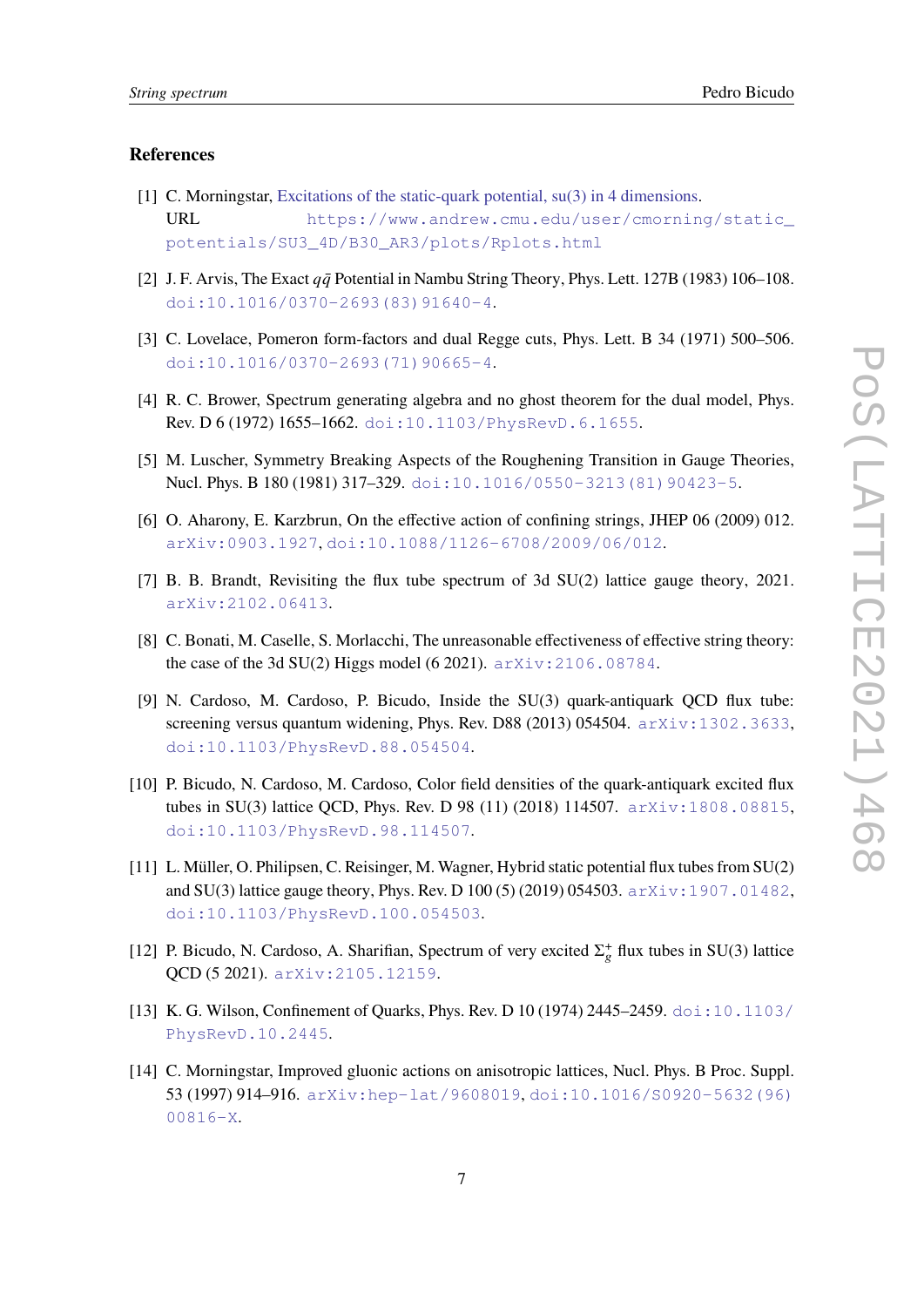## References

[1] C. Morningstar, Excitations of the static-quark potential, su(3) in 4 dimensions. URL https://www.andrew.cmu.edu/user/cmorning/static_potentials/SU3_4D/B30_AR3/plots/Rplots.html

[2] J. F. Arvis, The Exact $q\bar{q}$ Potential in Nambu String Theory, Phys. Lett. 127B (1983) 106–108. doi:10.1016/0370-2693(83)91640-4.

[3] C. Lovelace, Pomeron form-factors and dual Regge cuts, Phys. Lett. B 34 (1971) 500–506. doi:10.1016/0370-2693(71)90665-4.

[4] R. C. Brower, Spectrum generating algebra and no ghost theorem for the dual model, Phys. Rev. D 6 (1972) 1655–1662. doi:10.1103/PhysRevD.6.1655.

[5] M. Luscher, Symmetry Breaking Aspects of the Roughening Transition in Gauge Theories, Nucl. Phys. B 180 (1981) 317–329. doi:10.1016/0550-3213(81)90423-5.

[6] O. Aharony, E. Karzbrun, On the effective action of confining strings, JHEP 06 (2009) 012. arXiv:0903.1927, doi:10.1088/1126-6708/2009/06/012.

[7] B. B. Brandt, Revisiting the flux tube spectrum of 3d SU(2) lattice gauge theory, 2021. arXiv:2102.06413.

[8] C. Bonati, M. Caselle, S. Morlacchi, The unreasonable effectiveness of effective string theory: the case of the 3d SU(2) Higgs model (6 2021). arXiv:2106.08784.

[9] N. Cardoso, M. Cardoso, P. Bicudo, Inside the SU(3) quark-antiquark QCD flux tube: screening versus quantum widening, Phys. Rev. D88 (2013) 054504. arXiv:1302.3633, doi:10.1103/PhysRevD.88.054504.

[10] P. Bicudo, N. Cardoso, M. Cardoso, Color field densities of the quark-antiquark excited flux tubes in SU(3) lattice QCD, Phys. Rev. D 98 (11) (2018) 114507. arXiv:1808.08815, doi:10.1103/PhysRevD.98.114507.

[11] L. Müller, O. Philipsen, C. Reisinger, M. Wagner, Hybrid static potential flux tubes from SU(2) and SU(3) lattice gauge theory, Phys. Rev. D 100 (5) (2019) 054503. arXiv:1907.01482, doi:10.1103/PhysRevD.100.054503.

[12] P. Bicudo, N. Cardoso, A. Sharifian, Spectrum of very excited $\Sigma_g^+$ flux tubes in SU(3) lattice QCD (5 2021). arXiv:2105.12159.

[13] K. G. Wilson, Confinement of Quarks, Phys. Rev. D 10 (1974) 2445–2459. doi:10.1103/PhysRevD.10.2445.

[14] C. Morningstar, Improved gluonic actions on anisotropic lattices, Nucl. Phys. B Proc. Suppl. 53 (1997) 914–916. arXiv:hep-lat/9608019, doi:10.1016/S0920-5632(96)00816-X.